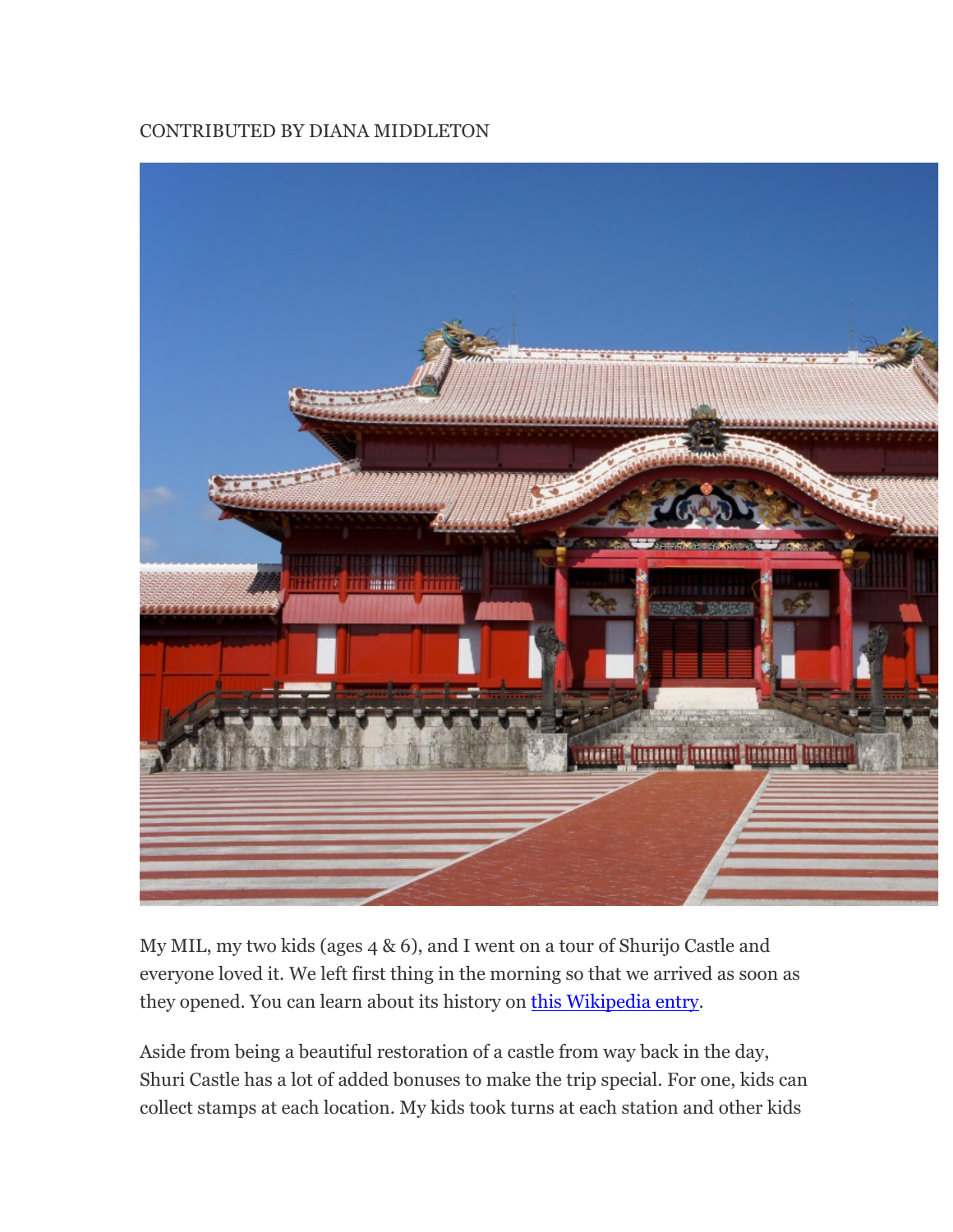CONTRIBUTED BY DIANA MIDDLETON

My MIL, my two kids (ages 4 & 6), and I went on a tour of Shurijo Castle and everyone loved it. We left first thing in the morning so that we arrived as soon as they opened. You can learn about its history on [this Wikipedia entry](#).

Aside from being a beautiful restoration of a castle from way back in the day, Shuri Castle has a lot of added bonuses to make the trip special. For one, kids can collect stamps at each location. My kids took turns at each station and other kids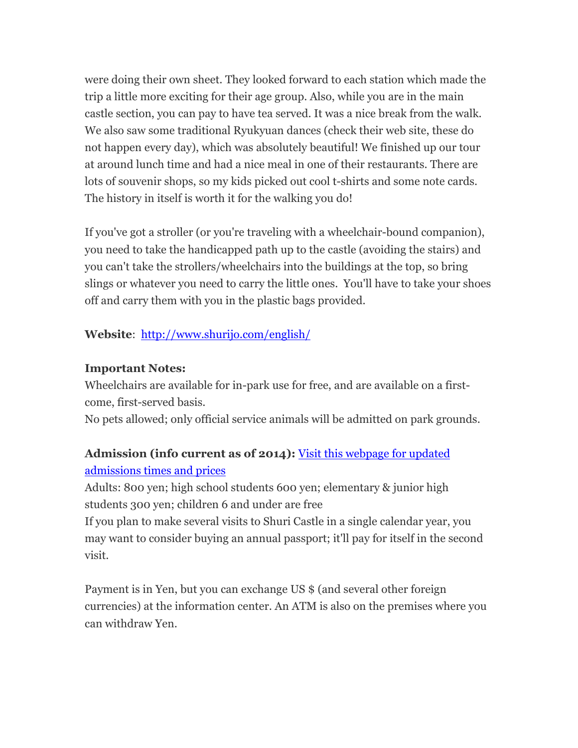were doing their own sheet. They looked forward to each station which made the trip a little more exciting for their age group. Also, while you are in the main castle section, you can pay to have tea served. It was a nice break from the walk. We also saw some traditional Ryukyuan dances (check their web site, these do not happen every day), which was absolutely beautiful! We finished up our tour at around lunch time and had a nice meal in one of their restaurants. There are lots of souvenir shops, so my kids picked out cool t-shirts and some note cards. The history in itself is worth it for the walking you do!

If you've got a stroller (or you're traveling with a wheelchair-bound companion), you need to take the handicapped path up to the castle (avoiding the stairs) and you can't take the strollers/wheelchairs into the buildings at the top, so bring slings or whatever you need to carry the little ones. You'll have to take your shoes off and carry them with you in the plastic bags provided.

**Website**: [http://www.shurijo.com/english/](http://www.shurijo.com/english/)

**Important Notes:**
Wheelchairs are available for in-park use for free, and are available on a first-come, first-served basis.
No pets allowed; only official service animals will be admitted on park grounds.

**Admission (info current as of 2014):** Visit this webpage for updated admissions times and prices
Adults: 800 yen; high school students 600 yen; elementary & junior high students 300 yen; children 6 and under are free
If you plan to make several visits to Shuri Castle in a single calendar year, you may want to consider buying an annual passport; it'll pay for itself in the second visit.

Payment is in Yen, but you can exchange US $ (and several other foreign currencies) at the information center. An ATM is also on the premises where you can withdraw Yen.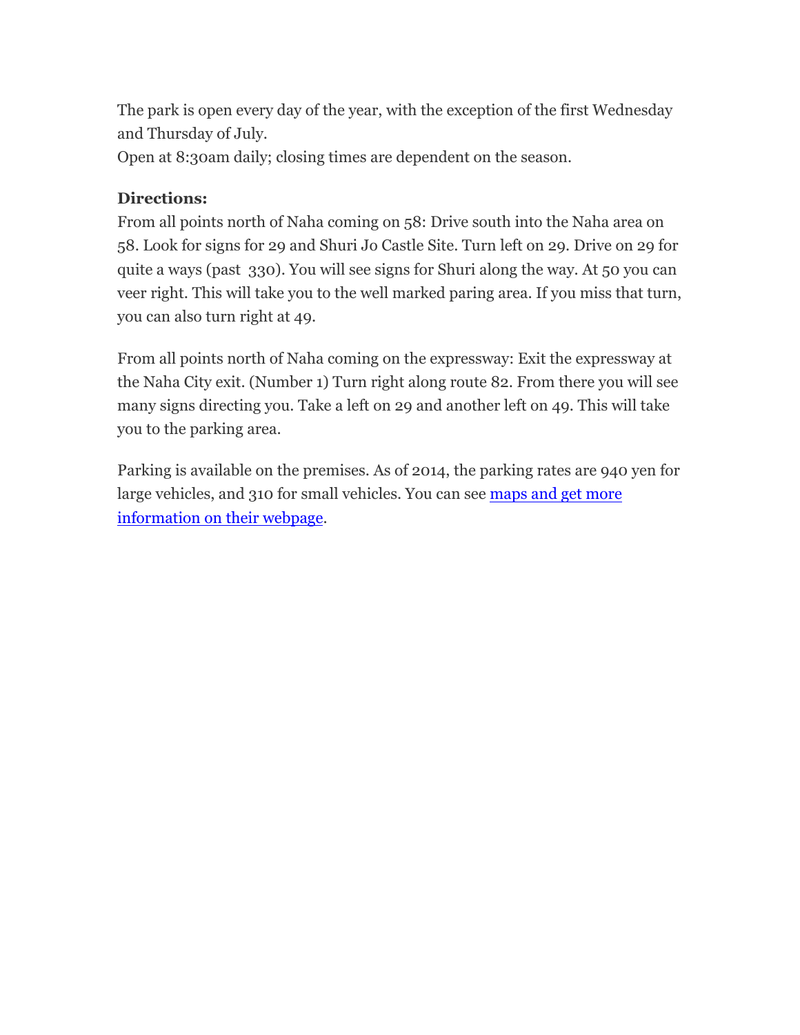The park is open every day of the year, with the exception of the first Wednesday and Thursday of July.
Open at 8:30am daily; closing times are dependent on the season.

**Directions:**
From all points north of Naha coming on 58: Drive south into the Naha area on 58. Look for signs for 29 and Shuri Jo Castle Site. Turn left on 29. Drive on 29 for quite a ways (past 330). You will see signs for Shuri along the way. At 50 you can veer right. This will take you to the well marked paring area. If you miss that turn, you can also turn right at 49.

From all points north of Naha coming on the expressway: Exit the expressway at the Naha City exit. (Number 1) Turn right along route 82. From there you will see many signs directing you. Take a left on 29 and another left on 49. This will take you to the parking area.

Parking is available on the premises. As of 2014, the parking rates are 940 yen for large vehicles, and 310 for small vehicles. You can see maps and get more information on their webpage.